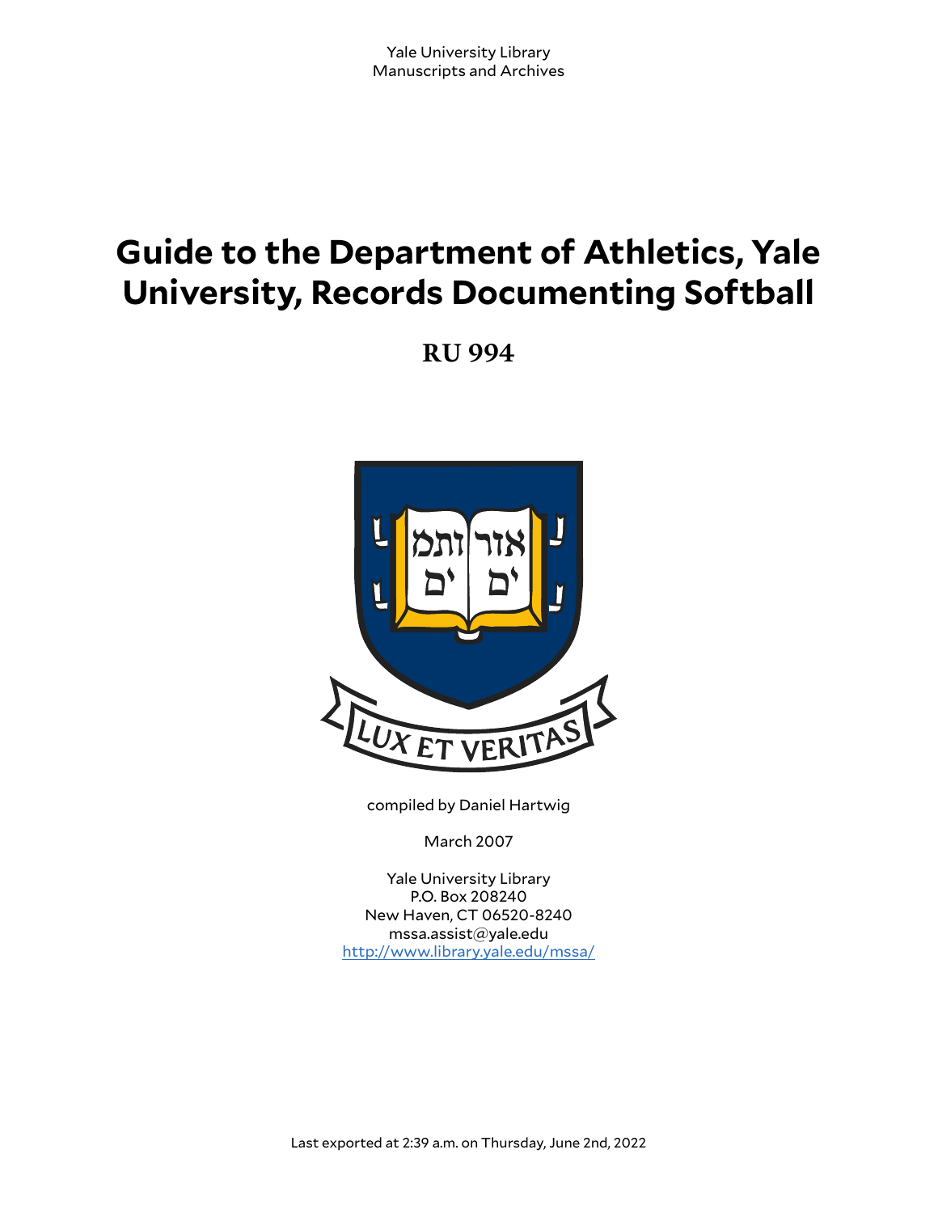Yale University Library
Manuscripts and Archives

# Guide to the Department of Athletics, Yale University, Records Documenting Softball

## RU 994

compiled by Daniel Hartwig

March 2007

Yale University Library
P.O. Box 208240
New Haven, CT 06520-8240
mssa.assist@yale.edu
http://www.library.yale.edu/mssa/

Last exported at 2:39 a.m. on Thursday, June 2nd, 2022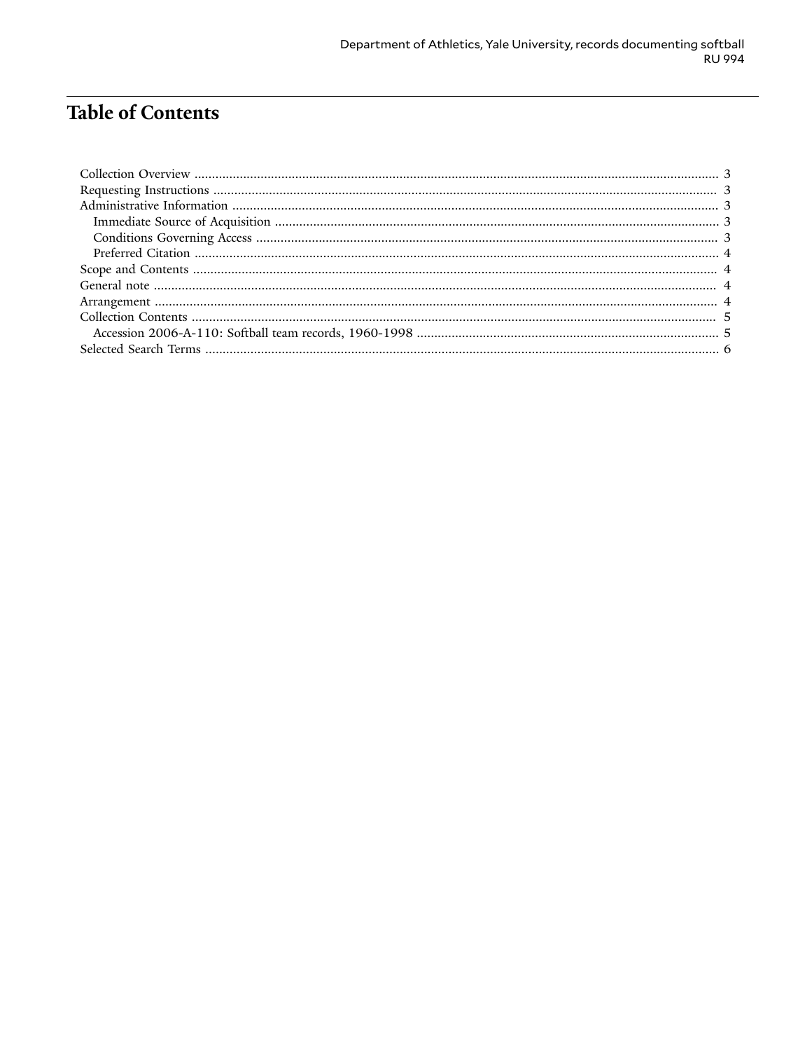# Table of Contents

- Collection Overview ..... 3
- Requesting Instructions ..... 3
- Administrative Information ..... 3
  - Immediate Source of Acquisition ..... 3
  - Conditions Governing Access ..... 3
  - Preferred Citation ..... 4
- Scope and Contents ..... 4
- General note ..... 4
- Arrangement ..... 4
- Collection Contents ..... 5
  - Accession 2006-A-110: Softball team records, 1960-1998 ..... 5
- Selected Search Terms ..... 6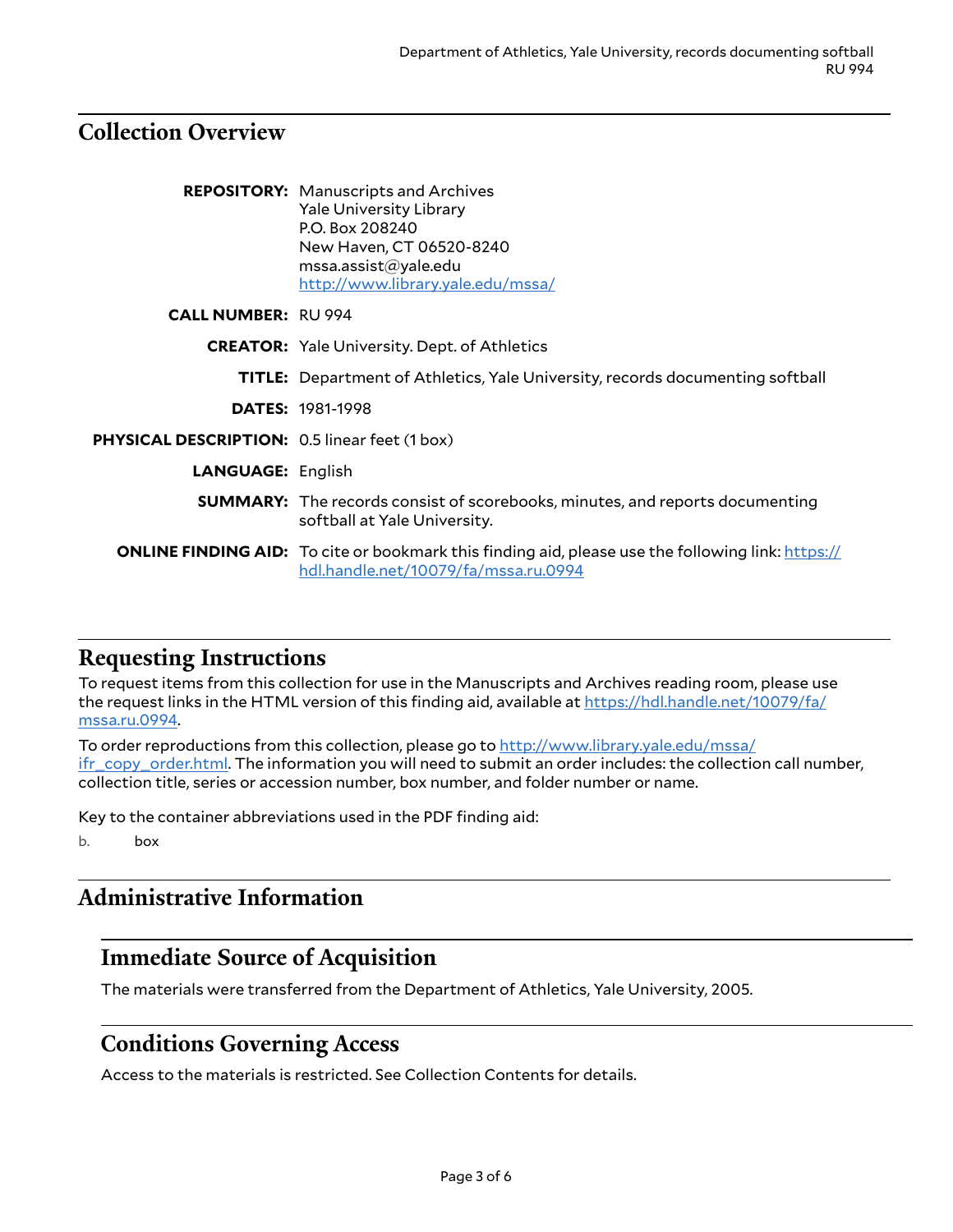## Collection Overview

| | |
|---|---|
| **REPOSITORY:** | Manuscripts and Archives<br>Yale University Library<br>P.O. Box 208240<br>New Haven, CT 06520-8240<br>mssa.assist@yale.edu<br>[http://www.library.yale.edu/mssa/](http://www.library.yale.edu/mssa/) |
| **CALL NUMBER:** | RU 994 |
| **CREATOR:** | Yale University. Dept. of Athletics |
| **TITLE:** | Department of Athletics, Yale University, records documenting softball |
| **DATES:** | 1981-1998 |
| **PHYSICAL DESCRIPTION:** | 0.5 linear feet (1 box) |
| **LANGUAGE:** | English |
| **SUMMARY:** | The records consist of scorebooks, minutes, and reports documenting softball at Yale University. |
| **ONLINE FINDING AID:** | To cite or bookmark this finding aid, please use the following link: [https://hdl.handle.net/10079/fa/mssa.ru.0994](https://hdl.handle.net/10079/fa/mssa.ru.0994) |

## Requesting Instructions

To request items from this collection for use in the Manuscripts and Archives reading room, please use the request links in the HTML version of this finding aid, available at [https://hdl.handle.net/10079/fa/mssa.ru.0994](https://hdl.handle.net/10079/fa/mssa.ru.0994).

To order reproductions from this collection, please go to [http://www.library.yale.edu/mssa/ifr_copy_order.html](http://www.library.yale.edu/mssa/ifr_copy_order.html). The information you will need to submit an order includes: the collection call number, collection title, series or accession number, box number, and folder number or name.

Key to the container abbreviations used in the PDF finding aid:

b. box

## Administrative Information

### Immediate Source of Acquisition

The materials were transferred from the Department of Athletics, Yale University, 2005.

### Conditions Governing Access

Access to the materials is restricted. See Collection Contents for details.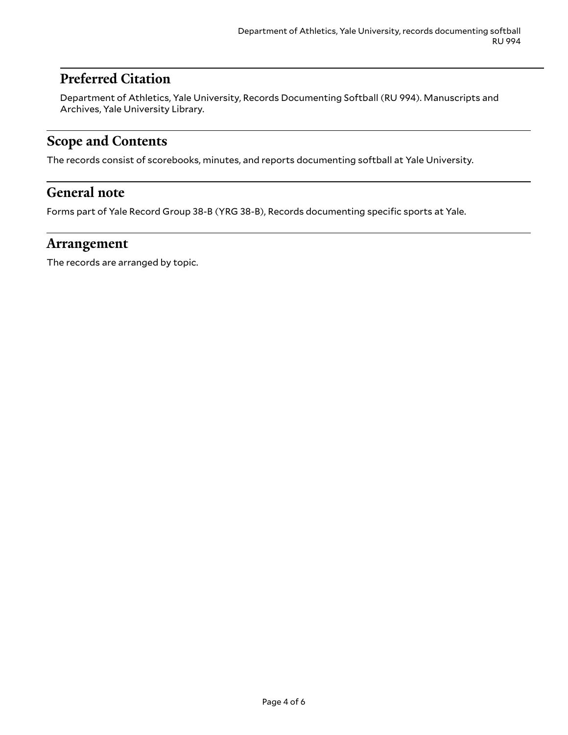## Preferred Citation

Department of Athletics, Yale University, Records Documenting Softball (RU 994). Manuscripts and Archives, Yale University Library.

## Scope and Contents

The records consist of scorebooks, minutes, and reports documenting softball at Yale University.

## General note

Forms part of Yale Record Group 38-B (YRG 38-B), Records documenting specific sports at Yale.

## Arrangement

The records are arranged by topic.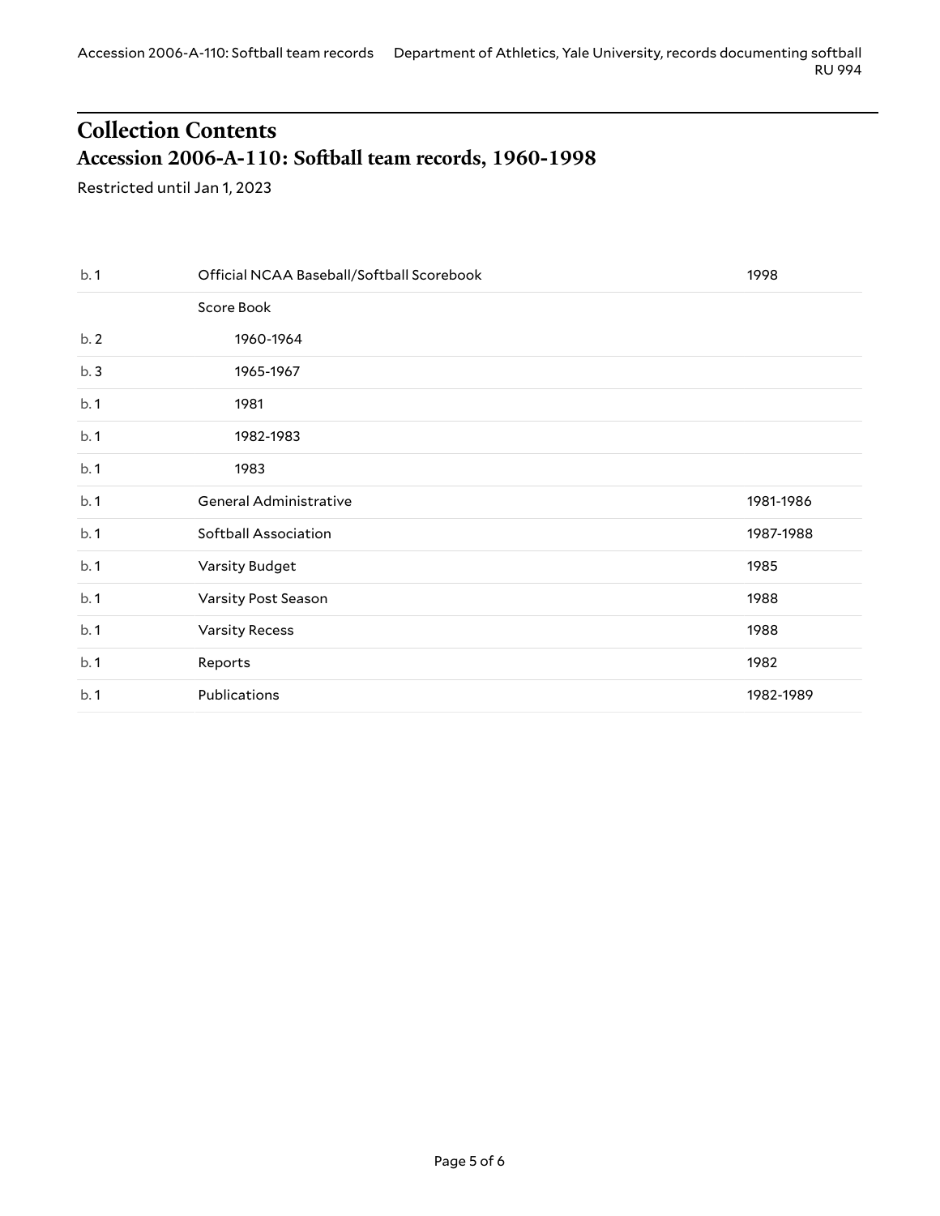# Collection Contents

## Accession 2006-A-110: Softball team records, 1960-1998

Restricted until Jan 1, 2023

| | | |
|---|---|---|
| b. 1 | Official NCAA Baseball/Softball Scorebook | 1998 |
| | Score Book | |
| b. 2 | 1960-1964 | |
| b. 3 | 1965-1967 | |
| b. 1 | 1981 | |
| b. 1 | 1982-1983 | |
| b. 1 | 1983 | |
| b. 1 | General Administrative | 1981-1986 |
| b. 1 | Softball Association | 1987-1988 |
| b. 1 | Varsity Budget | 1985 |
| b. 1 | Varsity Post Season | 1988 |
| b. 1 | Varsity Recess | 1988 |
| b. 1 | Reports | 1982 |
| b. 1 | Publications | 1982-1989 |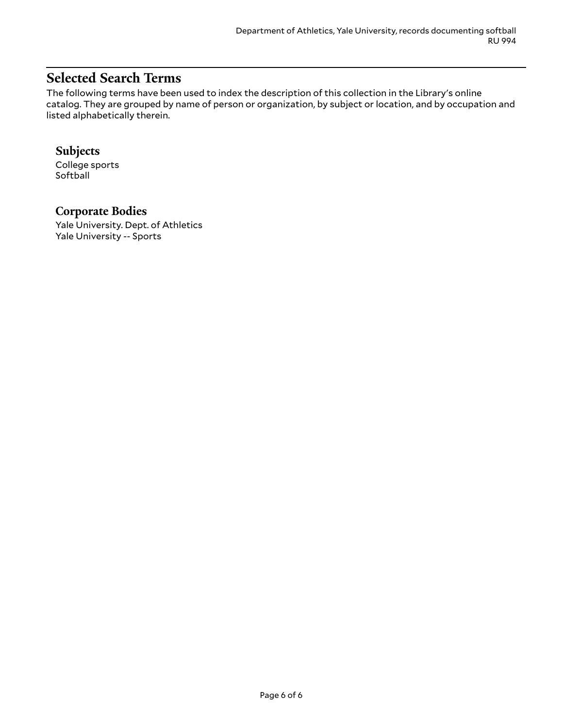## Selected Search Terms

The following terms have been used to index the description of this collection in the Library's online catalog. They are grouped by name of person or organization, by subject or location, and by occupation and listed alphabetically therein.

### Subjects

College sports
Softball

### Corporate Bodies

Yale University. Dept. of Athletics
Yale University -- Sports